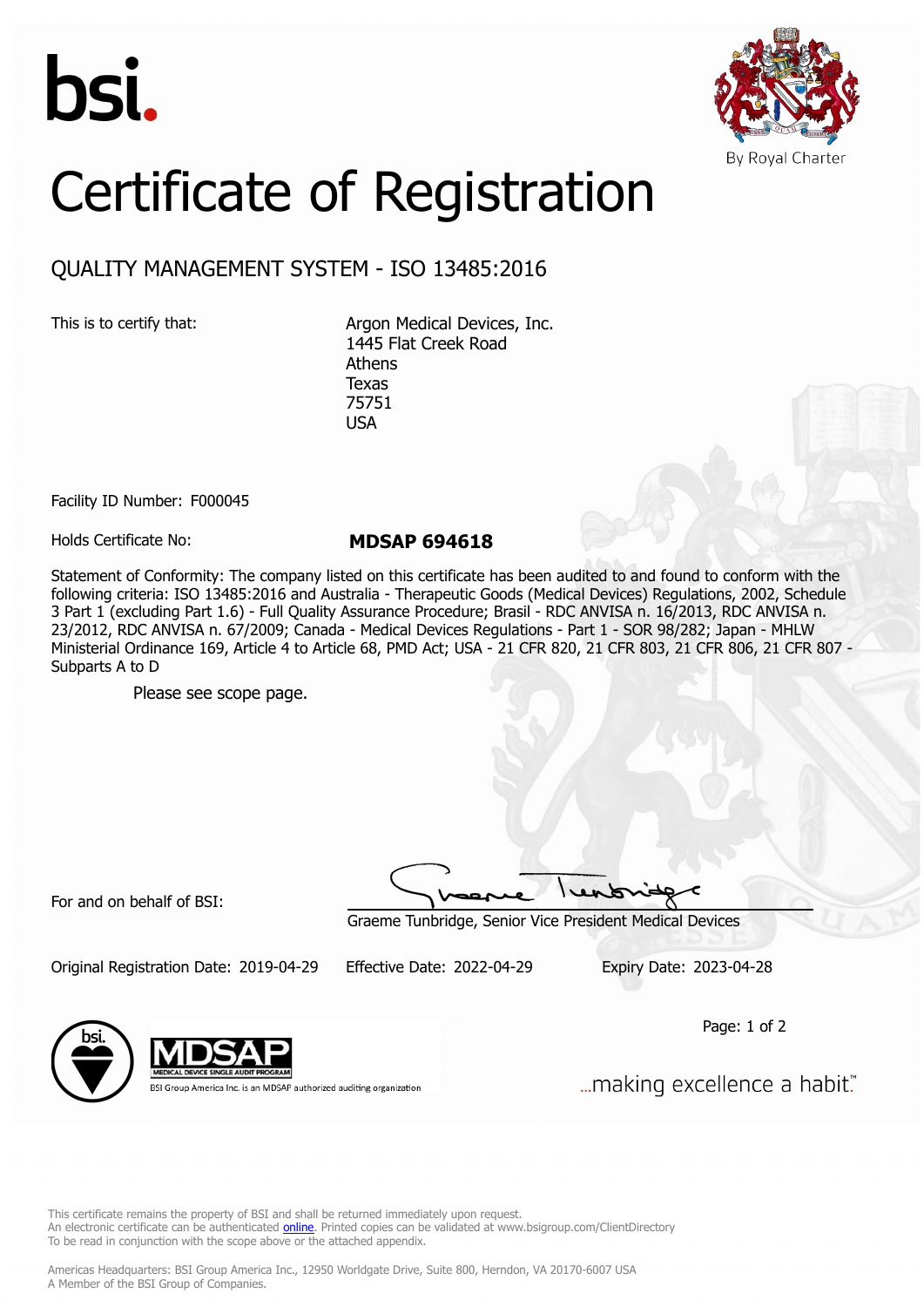bsi.

By Royal Charter

# Certificate of Registration

## QUALITY MANAGEMENT SYSTEM - ISO 13485:2016

This is to certify that:

Argon Medical Devices, Inc.
1445 Flat Creek Road
Athens
Texas
75751
USA

Facility ID Number: F000045

Holds Certificate No: **MDSAP 694618**

Statement of Conformity: The company listed on this certificate has been audited to and found to conform with the following criteria: ISO 13485:2016 and Australia - Therapeutic Goods (Medical Devices) Regulations, 2002, Schedule 3 Part 1 (excluding Part 1.6) - Full Quality Assurance Procedure; Brasil - RDC ANVISA n. 16/2013, RDC ANVISA n. 23/2012, RDC ANVISA n. 67/2009; Canada - Medical Devices Regulations - Part 1 - SOR 98/282; Japan - MHLW Ministerial Ordinance 169, Article 4 to Article 68, PMD Act; USA - 21 CFR 820, 21 CFR 803, 21 CFR 806, 21 CFR 807 - Subparts A to D

Please see scope page.

For and on behalf of BSI:

Graeme Tunbridge, Senior Vice President Medical Devices

Original Registration Date: 2019-04-29  Effective Date: 2022-04-29  Expiry Date: 2023-04-28

MDSAP MEDICAL DEVICE SINGLE AUDIT PROGRAM

BSI Group America Inc. is an MDSAP authorized auditing organization

...making excellence a habit.™

This certificate remains the property of BSI and shall be returned immediately upon request.
An electronic certificate can be authenticated online. Printed copies can be validated at www.bsigroup.com/ClientDirectory
To be read in conjunction with the scope above or the attached appendix.

Americas Headquarters: BSI Group America Inc., 12950 Worldgate Drive, Suite 800, Herndon, VA 20170-6007 USA
A Member of the BSI Group of Companies.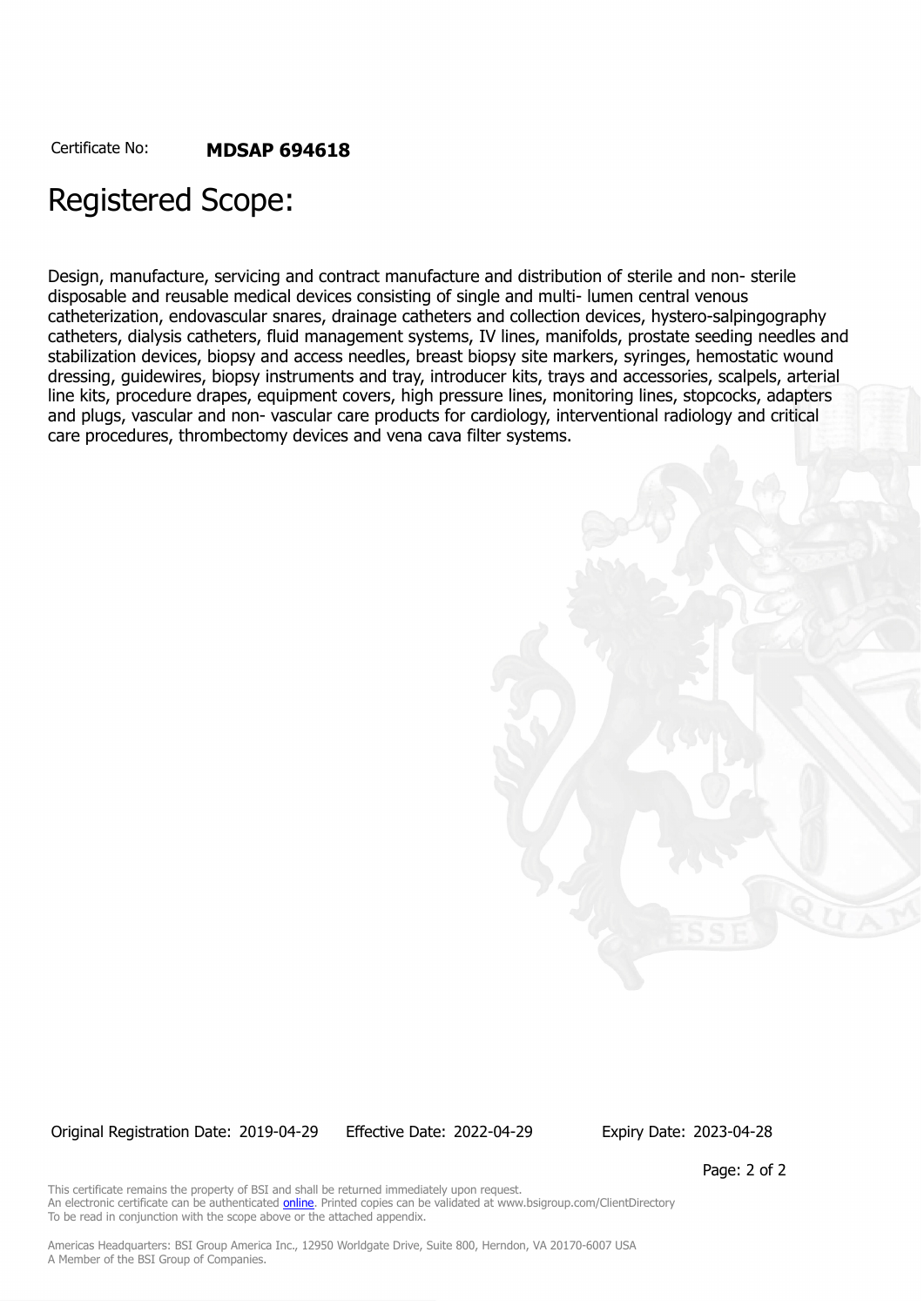Certificate No: **MDSAP 694618**

# Registered Scope:

Design, manufacture, servicing and contract manufacture and distribution of sterile and non- sterile disposable and reusable medical devices consisting of single and multi- lumen central venous catheterization, endovascular snares, drainage catheters and collection devices, hystero-salpingography catheters, dialysis catheters, fluid management systems, IV lines, manifolds, prostate seeding needles and stabilization devices, biopsy and access needles, breast biopsy site markers, syringes, hemostatic wound dressing, guidewires, biopsy instruments and tray, introducer kits, trays and accessories, scalpels, arterial line kits, procedure drapes, equipment covers, high pressure lines, monitoring lines, stopcocks, adapters and plugs, vascular and non- vascular care products for cardiology, interventional radiology and critical care procedures, thrombectomy devices and vena cava filter systems.

Original Registration Date: 2019-04-29 Effective Date: 2022-04-29 Expiry Date: 2023-04-28

This certificate remains the property of BSI and shall be returned immediately upon request.
An electronic certificate can be authenticated online. Printed copies can be validated at www.bsigroup.com/ClientDirectory
To be read in conjunction with the scope above or the attached appendix.

Americas Headquarters: BSI Group America Inc., 12950 Worldgate Drive, Suite 800, Herndon, VA 20170-6007 USA
A Member of the BSI Group of Companies.